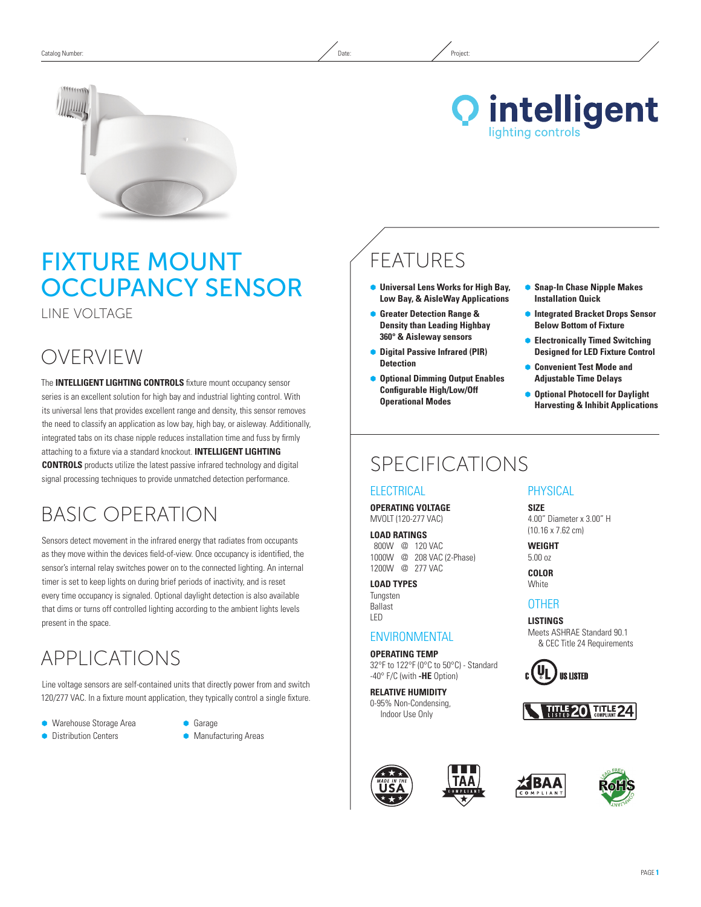Catalog Number: Date: Project:

intelligent
lighting controls

# FIXTURE MOUNT OCCUPANCY SENSOR

LINE VOLTAGE

## OVERVIEW

The **INTELLIGENT LIGHTING CONTROLS** fixture mount occupancy sensor series is an excellent solution for high bay and industrial lighting control. With its universal lens that provides excellent range and density, this sensor removes the need to classify an application as low bay, high bay, or aisleway. Additionally, integrated tabs on its chase nipple reduces installation time and fuss by firmly attaching to a fixture via a standard knockout. **INTELLIGENT LIGHTING CONTROLS** products utilize the latest passive infrared technology and digital signal processing techniques to provide unmatched detection performance.

## BASIC OPERATION

Sensors detect movement in the infrared energy that radiates from occupants as they move within the devices field-of-view. Once occupancy is identified, the sensor's internal relay switches power on to the connected lighting. An internal timer is set to keep lights on during brief periods of inactivity, and is reset every time occupancy is signaled. Optional daylight detection is also available that dims or turns off controlled lighting according to the ambient lights levels present in the space.

## APPLICATIONS

Line voltage sensors are self-contained units that directly power from and switch 120/277 VAC. In a fixture mount application, they typically control a single fixture.

- Warehouse Storage Area
- Distribution Centers
- Garage
- Manufacturing Areas

## FEATURES

- **Universal Lens Works for High Bay, Low Bay, & AisleWay Applications**
- **Greater Detection Range & Density than Leading Highbay 360° & Aisleway sensors**
- **Digital Passive Infrared (PIR) Detection**
- **Optional Dimming Output Enables Configurable High/Low/Off Operational Modes**
- **Snap-In Chase Nipple Makes Installation Quick**
- **Integrated Bracket Drops Sensor Below Bottom of Fixture**
- **Electronically Timed Switching Designed for LED Fixture Control**
- **Convenient Test Mode and Adjustable Time Delays**
- **Optional Photocell for Daylight Harvesting & Inhibit Applications**

## SPECIFICATIONS

### ELECTRICAL

**OPERATING VOLTAGE**
MVOLT (120-277 VAC)

**LOAD RATINGS**
800W @ 120 VAC
1000W @ 208 VAC (2-Phase)
1200W @ 277 VAC

**LOAD TYPES**
Tungsten
Ballast
LED

### ENVIRONMENTAL

**OPERATING TEMP**
32°F to 122°F (0°C to 50°C) - Standard
-40° F/C (with **-HE** Option)

**RELATIVE HUMIDITY**
0-95% Non-Condensing,
Indoor Use Only

### PHYSICAL

**SIZE**
4.00" Diameter x 3.00" H
(10.16 x 7.62 cm)

**WEIGHT**
5.00 oz

**COLOR**
White

### OTHER

**LISTINGS**
Meets ASHRAE Standard 90.1 & CEC Title 24 Requirements

c UL US LISTED

TITLE 20 LISTED TITLE 24 COMPLIANT

MADE IN THE USA · TAA COMPLIANT · BAA COMPLIANT · RoHS LEAD FREE COMPLIANT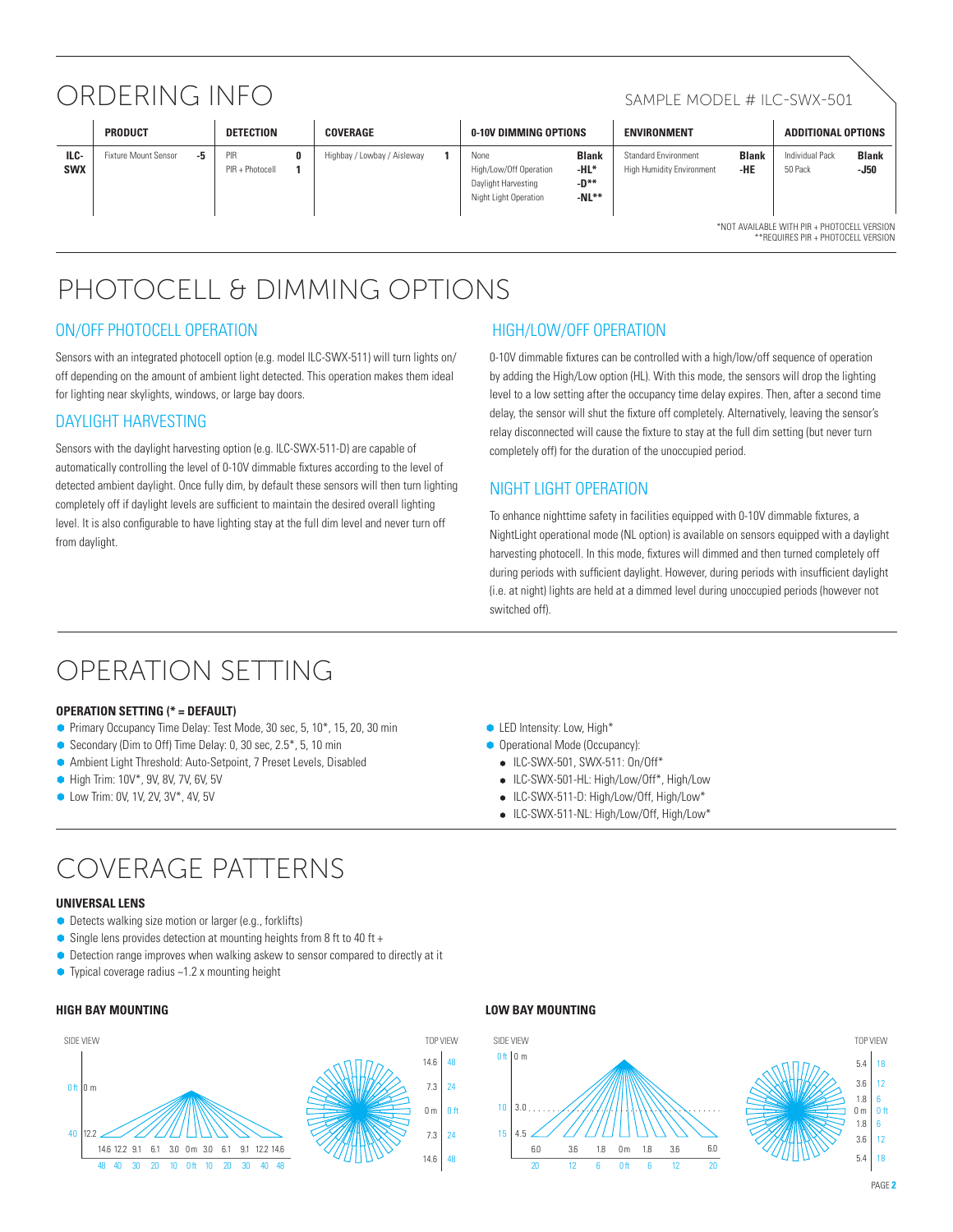# ORDERING INFO

SAMPLE MODEL # ILC-SWX-501

| | PRODUCT | | DETECTION | | COVERAGE | | 0-10V DIMMING OPTIONS | | ENVIRONMENT | | ADDITIONAL OPTIONS | |
|---|---|---|---|---|---|---|---|---|---|---|---|---|
| **ILC-SWX** | Fixture Mount Sensor | **-5** | PIR | **0** | Highbay / Lowbay / Aisleway | **1** | None | **Blank** | Standard Environment | **Blank** | Individual Pack | **Blank** |
| | | | PIR + Photocell | **1** | | | High/Low/Off Operation | **-HL*** | High Humidity Environment | **-HE** | 50 Pack | **-J50** |
| | | | | | | | Daylight Harvesting | **-D**** | | | | |
| | | | | | | | Night Light Operation | **-NL**** | | | | |

*NOT AVAILABLE WITH PIR + PHOTOCELL VERSION
**REQUIRES PIR + PHOTOCELL VERSION

# PHOTOCELL & DIMMING OPTIONS

## ON/OFF PHOTOCELL OPERATION

Sensors with an integrated photocell option (e.g. model ILC-SWX-511) will turn lights on/off depending on the amount of ambient light detected. This operation makes them ideal for lighting near skylights, windows, or large bay doors.

## DAYLIGHT HARVESTING

Sensors with the daylight harvesting option (e.g. ILC-SWX-511-D) are capable of automatically controlling the level of 0-10V dimmable fixtures according to the level of detected ambient daylight. Once fully dim, by default these sensors will then turn lighting completely off if daylight levels are sufficient to maintain the desired overall lighting level. It is also configurable to have lighting stay at the full dim level and never turn off from daylight.

## HIGH/LOW/OFF OPERATION

0-10V dimmable fixtures can be controlled with a high/low/off sequence of operation by adding the High/Low option (HL). With this mode, the sensors will drop the lighting level to a low setting after the occupancy time delay expires. Then, after a second time delay, the sensor will shut the fixture off completely. Alternatively, leaving the sensor's relay disconnected will cause the fixture to stay at the full dim setting (but never turn completely off) for the duration of the unoccupied period.

## NIGHT LIGHT OPERATION

To enhance nighttime safety in facilities equipped with 0-10V dimmable fixtures, a NightLight operational mode (NL option) is available on sensors equipped with a daylight harvesting photocell. In this mode, fixtures will dimmed and then turned completely off during periods with sufficient daylight. However, during periods with insufficient daylight (i.e. at night) lights are held at a dimmed level during unoccupied periods (however not switched off).

# OPERATION SETTING

**OPERATION SETTING (* = DEFAULT)**

- Primary Occupancy Time Delay: Test Mode, 30 sec, 5, 10*, 15, 20, 30 min
- Secondary (Dim to Off) Time Delay: 0, 30 sec, 2.5*, 5, 10 min
- Ambient Light Threshold: Auto-Setpoint, 7 Preset Levels, Disabled
- High Trim: 10V*, 9V, 8V, 7V, 6V, 5V
- Low Trim: 0V, 1V, 2V, 3V*, 4V, 5V
- LED Intensity: Low, High*
- Operational Mode (Occupancy):
  - ILC-SWX-501, SWX-511: On/Off*
  - ILC-SWX-501-HL: High/Low/Off*, High/Low
  - ILC-SWX-511-D: High/Low/Off, High/Low*
  - ILC-SWX-511-NL: High/Low/Off, High/Low*

# COVERAGE PATTERNS

**UNIVERSAL LENS**

- Detects walking size motion or larger (e.g., forklifts)
- Single lens provides detection at mounting heights from 8 ft to 40 ft +
- Detection range improves when walking askew to sensor compared to directly at it
- Typical coverage radius ~1.2 x mounting height

**HIGH BAY MOUNTING**

SIDE VIEW — 0 ft / 0 m; 40 / 12.2; horizontal: 14.6 12.2 9.1 6.1 3.0 0 m 3.0 6.1 9.1 12.2 14.6 (m); 48 40 30 20 10 0 ft 10 20 30 40 48 (ft)

TOP VIEW — 14.6 / 48; 7.3 / 24; 0 m / 0 ft; 7.3 / 24; 14.6 / 48

**LOW BAY MOUNTING**

SIDE VIEW — 0 ft / 0 m; 10 / 3.0; 15 / 4.5; horizontal: 6.0 3.6 1.8 0 m 1.8 3.6 6.0 (m); 20 12 6 0 ft 6 12 20 (ft)

TOP VIEW — 5.4 / 18; 3.6 / 12; 1.8 / 6; 0 m / 0 ft; 1.8 / 6; 3.6 / 12; 5.4 / 18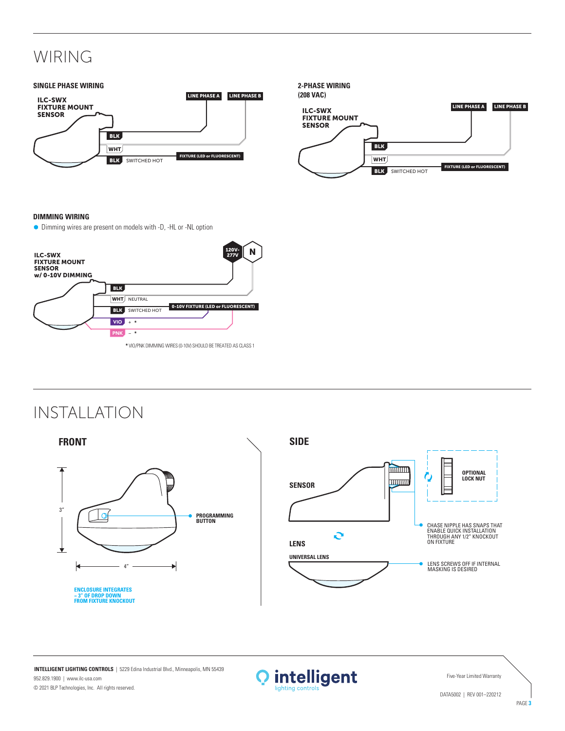# WIRING

### SINGLE PHASE WIRING

ILC-SWX FIXTURE MOUNT SENSOR

LINE PHASE A

LINE PHASE B

BLK

WHT

BLK SWITCHED HOT

FIXTURE (LED or FLUORESCENT)

### 2-PHASE WIRING (208 VAC)

ILC-SWX FIXTURE MOUNT SENSOR

LINE PHASE A

LINE PHASE B

BLK

WHT

BLK SWITCHED HOT

FIXTURE (LED or FLUORESCENT)

### DIMMING WIRING

- Dimming wires are present on models with -D, -HL or -NL option

ILC-SWX FIXTURE MOUNT SENSOR w/ 0-10V DIMMING

120V-277V

N

BLK

WHT NEUTRAL

BLK SWITCHED HOT

0-10V FIXTURE (LED or FLUORESCENT)

VIO + *

PNK – *

* VIO/PNK DIMMING WIRES (0-10V) SHOULD BE TREATED AS CLASS 1

# INSTALLATION

### FRONT

3"

4"

PROGRAMMING BUTTON

ENCLOSURE INTEGRATES ~ 3" OF DROP DOWN FROM FIXTURE KNOCKOUT

### SIDE

SENSOR

OPTIONAL LOCK NUT

CHASE NIPPLE HAS SNAPS THAT ENABLE QUICK INSTALLATION THROUGH ANY 1/2" KNOCKOUT ON FIXTURE

LENS

UNIVERSAL LENS

LENS SCREWS OFF IF INTERNAL MASKING IS DESIRED

**INTELLIGENT LIGHTING CONTROLS** | 5229 Edina Industrial Blvd., Minneapolis, MN 55439
952.829.1900 | www.ilc-usa.com
© 2021 BLP Technologies, Inc. All rights reserved.

intelligent lighting controls

Five-Year Limited Warranty

DATA5002 | REV 001–220212